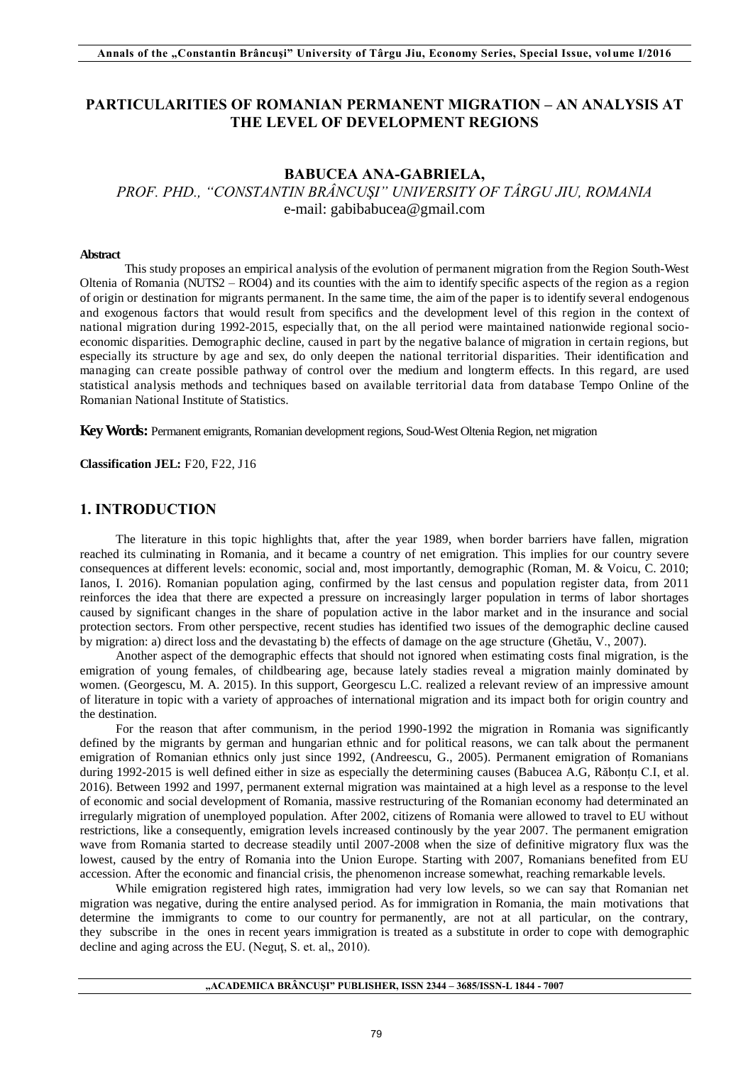# PARTICULARITIES OF ROMANIAN PERMANENT MIGRATION – AN ANALYSIS AT THE LEVEL OF DEVELOPMENT REGIONS

**BABUCEA ANA-GABRIELA,**
*PROF. PHD., "CONSTANTIN BRÂNCUŞI" UNIVERSITY OF TÂRGU JIU, ROMANIA*
e-mail: gabibabucea@gmail.com

**Abstract**

This study proposes an empirical analysis of the evolution of permanent migration from the Region South-West Oltenia of Romania (NUTS2 – RO04) and its counties with the aim to identify specific aspects of the region as a region of origin or destination for migrants permanent. In the same time, the aim of the paper is to identify several endogenous and exogenous factors that would result from specifics and the development level of this region in the context of national migration during 1992-2015, especially that, on the all period were maintained nationwide regional socio-economic disparities. Demographic decline, caused in part by the negative balance of migration in certain regions, but especially its structure by age and sex, do only deepen the national territorial disparities. Their identification and managing can create possible pathway of control over the medium and longterm effects. In this regard, are used statistical analysis methods and techniques based on available territorial data from database Tempo Online of the Romanian National Institute of Statistics.

**Key Words:** Permanent emigrants, Romanian development regions, Soud-West Oltenia Region, net migration

**Classification JEL:** F20, F22, J16

## 1. INTRODUCTION

The literature in this topic highlights that, after the year 1989, when border barriers have fallen, migration reached its culminating in Romania, and it became a country of net emigration. This implies for our country severe consequences at different levels: economic, social and, most importantly, demographic (Roman, M. & Voicu, C. 2010; Ianos, I. 2016). Romanian population aging, confirmed by the last census and population register data, from 2011 reinforces the idea that there are expected a pressure on increasingly larger population in terms of labor shortages caused by significant changes in the share of population active in the labor market and in the insurance and social protection sectors. From other perspective, recent studies has identified two issues of the demographic decline caused by migration: a) direct loss and the devastating b) the effects of damage on the age structure (Ghetău, V., 2007).

Another aspect of the demographic effects that should not ignored when estimating costs final migration, is the emigration of young females, of childbearing age, because lately stadies reveal a migration mainly dominated by women. (Georgescu, M. A. 2015). In this support, Georgescu L.C. realized a relevant review of an impressive amount of literature in topic with a variety of approaches of international migration and its impact both for origin country and the destination.

For the reason that after communism, in the period 1990-1992 the migration in Romania was significantly defined by the migrants by german and hungarian ethnic and for political reasons, we can talk about the permanent emigration of Romanian ethnics only just since 1992, (Andreescu, G., 2005). Permanent emigration of Romanians during 1992-2015 is well defined either in size as especially the determining causes (Babucea A.G, Răbonțu C.I, et al. 2016). Between 1992 and 1997, permanent external migration was maintained at a high level as a response to the level of economic and social development of Romania, massive restructuring of the Romanian economy had determinated an irregularly migration of unemployed population. After 2002, citizens of Romania were allowed to travel to EU without restrictions, like a consequently, emigration levels increased continously by the year 2007. The permanent emigration wave from Romania started to decrease steadily until 2007-2008 when the size of definitive migratory flux was the lowest, caused by the entry of Romania into the Union Europe. Starting with 2007, Romanians benefited from EU accession. After the economic and financial crisis, the phenomenon increase somewhat, reaching remarkable levels.

While emigration registered high rates, immigration had very low levels, so we can say that Romanian net migration was negative, during the entire analysed period. As for immigration in Romania, the main motivations that determine the immigrants to come to our country for permanently, are not at all particular, on the contrary, they subscribe in the ones in recent years immigration is treated as a substitute in order to cope with demographic decline and aging across the EU. (Neguț, S. et. al,, 2010).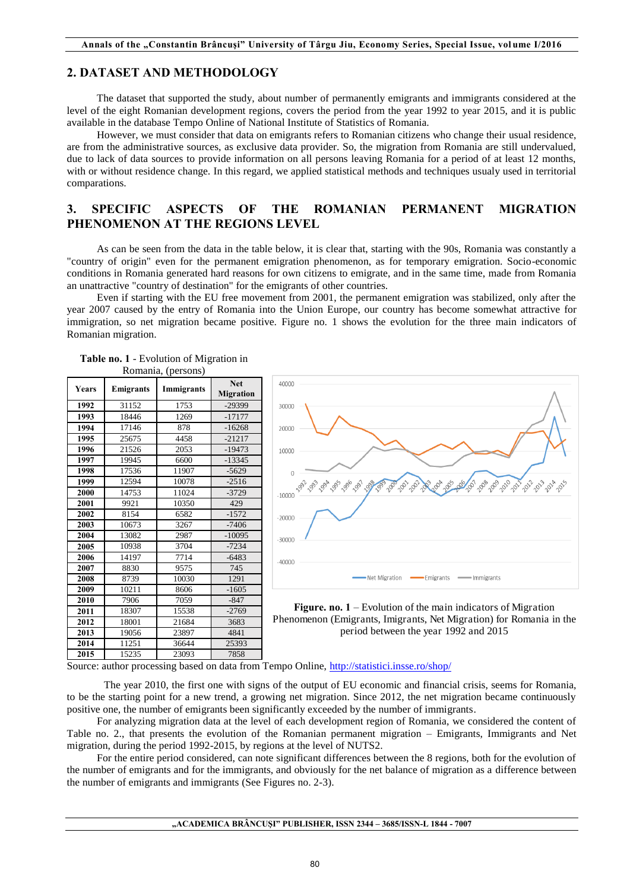## 2. DATASET AND METHODOLOGY

The dataset that supported the study, about number of permanently emigrants and immigrants considered at the level of the eight Romanian development regions, covers the period from the year 1992 to year 2015, and it is public available in the database Tempo Online of National Institute of Statistics of Romania.

However, we must consider that data on emigrants refers to Romanian citizens who change their usual residence, are from the administrative sources, as exclusive data provider. So, the migration from Romania are still undervalued, due to lack of data sources to provide information on all persons leaving Romania for a period of at least 12 months, with or without residence change. In this regard, we applied statistical methods and techniques usualy used in territorial comparations.

## 3. SPECIFIC ASPECTS OF THE ROMANIAN PERMANENT MIGRATION PHENOMENON AT THE REGIONS LEVEL

As can be seen from the data in the table below, it is clear that, starting with the 90s, Romania was constantly a "country of origin" even for the permanent emigration phenomenon, as for temporary emigration. Socio-economic conditions in Romania generated hard reasons for own citizens to emigrate, and in the same time, made from Romania an unattractive "country of destination" for the emigrants of other countries.

Even if starting with the EU free movement from 2001, the permanent emigration was stabilized, only after the year 2007 caused by the entry of Romania into the Union Europe, our country has become somewhat attractive for immigration, so net migration became positive. Figure no. 1 shows the evolution for the three main indicators of Romanian migration.

**Table no. 1** - Evolution of Migration in Romania, (persons)

| Years | Emigrants | Immigrants | Net Migration |
|---|---|---|---|
| 1992 | 31152 | 1753 | -29399 |
| 1993 | 18446 | 1269 | -17177 |
| 1994 | 17146 | 878 | -16268 |
| 1995 | 25675 | 4458 | -21217 |
| 1996 | 21526 | 2053 | -19473 |
| 1997 | 19945 | 6600 | -13345 |
| 1998 | 17536 | 11907 | -5629 |
| 1999 | 12594 | 10078 | -2516 |
| 2000 | 14753 | 11024 | -3729 |
| 2001 | 9921 | 10350 | 429 |
| 2002 | 8154 | 6582 | -1572 |
| 2003 | 10673 | 3267 | -7406 |
| 2004 | 13082 | 2987 | -10095 |
| 2005 | 10938 | 3704 | -7234 |
| 2006 | 14197 | 7714 | -6483 |
| 2007 | 8830 | 9575 | 745 |
| 2008 | 8739 | 10030 | 1291 |
| 2009 | 10211 | 8606 | -1605 |
| 2010 | 7906 | 7059 | -847 |
| 2011 | 18307 | 15538 | -2769 |
| 2012 | 18001 | 21684 | 3683 |
| 2013 | 19056 | 23897 | 4841 |
| 2014 | 11251 | 36644 | 25393 |
| 2015 | 15235 | 23093 | 7858 |

**Figure. no. 1** – Evolution of the main indicators of Migration Phenomenon (Emigrants, Imigrants, Net Migration) for Romania in the period between the year 1992 and 2015

Source: author processing based on data from Tempo Online, http://statistici.insse.ro/shop/

The year 2010, the first one with signs of the output of EU economic and financial crisis, seems for Romania, to be the starting point for a new trend, a growing net migration. Since 2012, the net migration became continuously positive one, the number of emigrants been significantly exceeded by the number of immigrants.

For analyzing migration data at the level of each development region of Romania, we considered the content of Table no. 2., that presents the evolution of the Romanian permanent migration – Emigrants, Immigrants and Net migration, during the period 1992-2015, by regions at the level of NUTS2.

For the entire period considered, can note significant differences between the 8 regions, both for the evolution of the number of emigrants and for the immigrants, and obviously for the net balance of migration as a difference between the number of emigrants and immigrants (See Figures no. 2-3).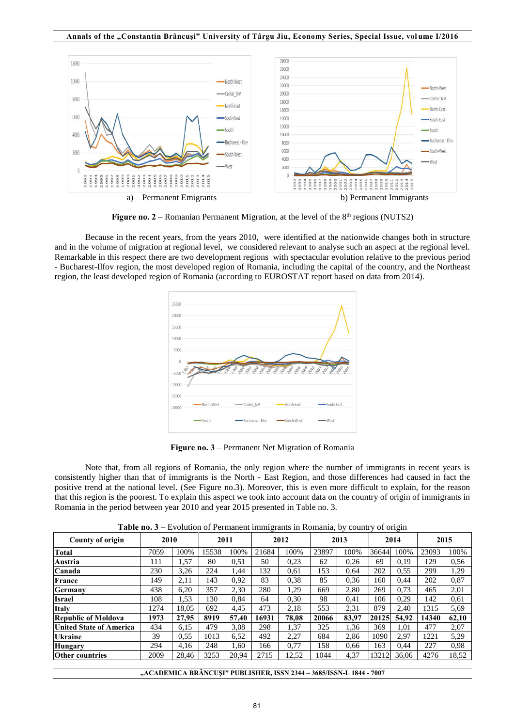a) Permanent Emigrants b) Permanent Immigrants

**Figure no. 2** – Romanian Permanent Migration, at the level of the 8[th] regions (NUTS2)

Because in the recent years, from the years 2010, were identified at the nationwide changes both in structure and in the volume of migration at regional level, we considered relevant to analyse such an aspect at the regional level. Remarkable in this respect there are two development regions with spectacular evolution relative to the previous period - Bucharest-Ilfov region, the most developed region of Romania, including the capital of the country, and the Northeast region, the least developed region of Romania (according to EUROSTAT report based on data from 2014).

**Figure no. 3** – Permanent Net Migration of Romania

Note that, from all regions of Romania, the only region where the number of immigrants in recent years is consistently higher than that of immigrants is the North - East Region, and those differences had caused in fact the positive trend at the national level. (See Figure no.3). Moreover, this is even more difficult to explain, for the reason that this region is the poorest. To explain this aspect we took into account data on the country of origin of immigrants in Romania in the period between year 2010 and year 2015 presented in Table no. 3.

**Table no. 3** – Evolution of Permanent immigrants in Romania, by country of origin

| County of origin | 2010 | | 2011 | | 2012 | | 2013 | | 2014 | | 2015 | |
|---|---|---|---|---|---|---|---|---|---|---|---|---|
| **Total** | 7059 | 100% | 15538 | 100% | 21684 | 100% | 23897 | 100% | 36644 | 100% | 23093 | 100% |
| **Austria** | 111 | 1,57 | 80 | 0,51 | 50 | 0,23 | 62 | 0,26 | 69 | 0,19 | 129 | 0,56 |
| **Canada** | 230 | 3,26 | 224 | 1,44 | 132 | 0,61 | 153 | 0,64 | 202 | 0,55 | 299 | 1,29 |
| **France** | 149 | 2,11 | 143 | 0,92 | 83 | 0,38 | 85 | 0,36 | 160 | 0,44 | 202 | 0,87 |
| **Germany** | 438 | 6,20 | 357 | 2,30 | 280 | 1,29 | 669 | 2,80 | 269 | 0,73 | 465 | 2,01 |
| **Israel** | 108 | 1,53 | 130 | 0,84 | 64 | 0,30 | 98 | 0,41 | 106 | 0,29 | 142 | 0,61 |
| **Italy** | 1274 | 18,05 | 692 | 4,45 | 473 | 2,18 | 553 | 2,31 | 879 | 2,40 | 1315 | 5,69 |
| **Republic of Moldova** | **1973** | **27,95** | **8919** | **57,40** | **16931** | **78,08** | **20066** | **83,97** | **20125** | **54,92** | **14340** | **62,10** |
| **United State of America** | 434 | 6,15 | 479 | 3,08 | 298 | 1,37 | 325 | 1,36 | 369 | 1,01 | 477 | 2,07 |
| **Ukraine** | 39 | 0,55 | 1013 | 6,52 | 492 | 2,27 | 684 | 2,86 | 1090 | 2,97 | 1221 | 5,29 |
| **Hungary** | 294 | 4,16 | 248 | 1,60 | 166 | 0,77 | 158 | 0,66 | 163 | 0,44 | 227 | 0,98 |
| **Other countries** | 2009 | 28,46 | 3253 | 20,94 | 2715 | 12,52 | 1044 | 4,37 | 13212 | 36,06 | 4276 | 18,52 |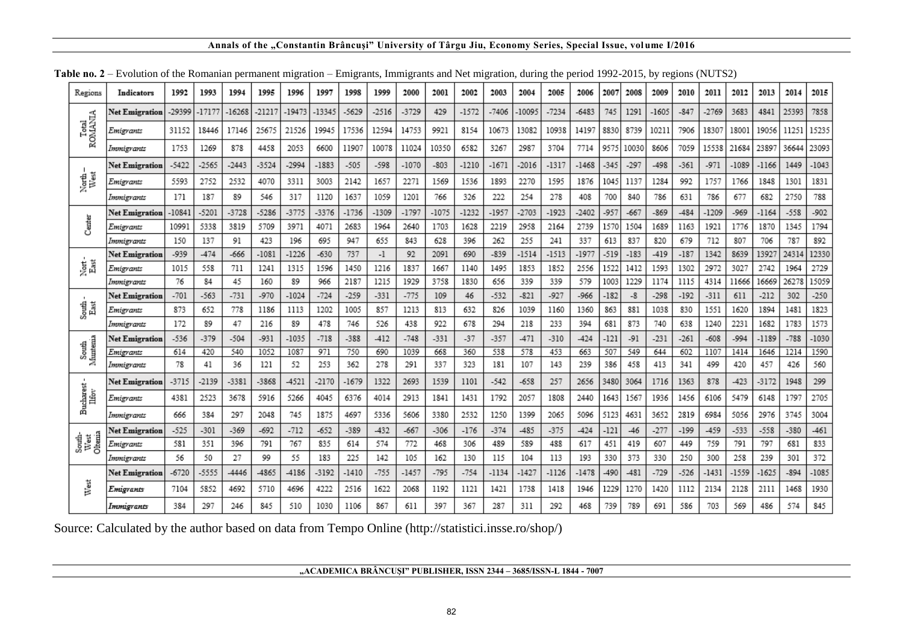**Table no. 2** – Evolution of the Romanian permanent migration – Emigrants, Immigrants and Net migration, during the period 1992-2015, by regions (NUTS2)

| Regions | Indicators | 1992 | 1993 | 1994 | 1995 | 1996 | 1997 | 1998 | 1999 | 2000 | 2001 | 2002 | 2003 | 2004 | 2005 | 2006 | 2007 | 2008 | 2009 | 2010 | 2011 | 2012 | 2013 | 2014 | 2015 |
|---|---|---|---|---|---|---|---|---|---|---|---|---|---|---|---|---|---|---|---|---|---|---|---|---|---|
| Total ROMANIA | **Net Emigration** | -29399 | -17177 | -16268 | -21217 | -19473 | -13345 | -5629 | -2516 | -3729 | 429 | -1572 | -7406 | -10095 | -7234 | -6483 | 745 | 1291 | -1605 | -847 | -2769 | 3683 | 4841 | 25393 | 7858 |
| | *Emigrants* | 31152 | 18446 | 17146 | 25675 | 21526 | 19945 | 17536 | 12594 | 14753 | 9921 | 8154 | 10673 | 13082 | 10938 | 14197 | 8830 | 8739 | 10211 | 7906 | 18307 | 18001 | 19056 | 11251 | 15235 |
| | *Immigrants* | 1753 | 1269 | 878 | 4458 | 2053 | 6600 | 11907 | 10078 | 11024 | 10350 | 6582 | 3267 | 2987 | 3704 | 7714 | 9575 | 10030 | 8606 | 7059 | 15538 | 21684 | 23897 | 36644 | 23093 |
| North – West | **Net Emigration** | -5422 | -2565 | -2443 | -3524 | -2994 | -1883 | -505 | -598 | -1070 | -803 | -1210 | -1671 | -2016 | -1317 | -1468 | -345 | -297 | -498 | -361 | -971 | -1089 | -1166 | 1449 | -1043 |
| | *Emigrants* | 5593 | 2752 | 2532 | 4070 | 3311 | 3003 | 2142 | 1657 | 2271 | 1569 | 1536 | 1893 | 2270 | 1595 | 1876 | 1045 | 1137 | 1284 | 992 | 1757 | 1766 | 1848 | 1301 | 1831 |
| | *Immigrants* | 171 | 187 | 89 | 546 | 317 | 1120 | 1637 | 1059 | 1201 | 766 | 326 | 222 | 254 | 278 | 408 | 700 | 840 | 786 | 631 | 786 | 677 | 682 | 2750 | 788 |
| Center | **Net Emigration** | -10841 | -5201 | -3728 | -5286 | -3775 | -3376 | -1736 | -1309 | -1797 | -1075 | -1232 | -1957 | -2703 | -1923 | -2402 | -957 | -667 | -869 | -484 | -1209 | -969 | -1164 | -558 | -902 |
| | *Emigrants* | 10991 | 5338 | 3819 | 5709 | 3971 | 4071 | 2683 | 1964 | 2640 | 1703 | 1628 | 2219 | 2958 | 2164 | 2739 | 1570 | 1504 | 1689 | 1163 | 1921 | 1776 | 1870 | 1345 | 1794 |
| | *Immigrants* | 150 | 137 | 91 | 423 | 196 | 695 | 947 | 655 | 843 | 628 | 396 | 262 | 255 | 241 | 337 | 613 | 837 | 820 | 679 | 712 | 807 | 706 | 787 | 892 |
| Nort - East | **Net Emigration** | -939 | -474 | -666 | -1081 | -1226 | -630 | 737 | -1 | 92 | 2091 | 690 | -839 | -1514 | -1513 | -1977 | -519 | -183 | -419 | -187 | 1342 | 8639 | 13927 | 24314 | 12330 |
| | *Emigrants* | 1015 | 558 | 711 | 1241 | 1315 | 1596 | 1450 | 1216 | 1837 | 1667 | 1140 | 1495 | 1853 | 1852 | 2556 | 1522 | 1412 | 1593 | 1302 | 2972 | 3027 | 2742 | 1964 | 2729 |
| | *Immigrants* | 76 | 84 | 45 | 160 | 89 | 966 | 2187 | 1215 | 1929 | 3758 | 1830 | 656 | 339 | 339 | 579 | 1003 | 1229 | 1174 | 1115 | 4314 | 11666 | 16669 | 26278 | 15059 |
| South - East | **Net Emigration** | -701 | -563 | -731 | -970 | -1024 | -724 | -259 | -331 | -775 | 109 | 46 | -532 | -821 | -927 | -966 | -182 | -8 | -298 | -192 | -311 | 611 | -212 | 302 | -250 |
| | *Emigrants* | 873 | 652 | 778 | 1186 | 1113 | 1202 | 1005 | 857 | 1213 | 813 | 632 | 826 | 1039 | 1160 | 1360 | 863 | 881 | 1038 | 830 | 1551 | 1620 | 1894 | 1481 | 1823 |
| | *Immigrants* | 172 | 89 | 47 | 216 | 89 | 478 | 746 | 526 | 438 | 922 | 678 | 294 | 218 | 233 | 394 | 681 | 873 | 740 | 638 | 1240 | 2231 | 1682 | 1783 | 1573 |
| South Muntenia | **Net Emigration** | -536 | -379 | -504 | -931 | -1035 | -718 | -388 | -412 | -748 | -331 | -37 | -357 | -471 | -310 | -424 | -121 | -91 | -231 | -261 | -608 | -994 | -1189 | -788 | -1030 |
| | *Emigrants* | 614 | 420 | 540 | 1052 | 1087 | 971 | 750 | 690 | 1039 | 668 | 360 | 538 | 578 | 453 | 663 | 507 | 549 | 644 | 602 | 1107 | 1414 | 1646 | 1214 | 1590 |
| | *Immigrants* | 78 | 41 | 36 | 121 | 52 | 253 | 362 | 278 | 291 | 337 | 323 | 181 | 107 | 143 | 239 | 386 | 458 | 413 | 341 | 499 | 420 | 457 | 426 | 560 |
| Bucharest - Ilfov | **Net Emigration** | -3715 | -2139 | -3381 | -3868 | -4521 | -2170 | -1679 | 1322 | 2693 | 1539 | 1101 | -542 | -658 | 257 | 2656 | 3480 | 3064 | 1716 | 1363 | 878 | -423 | -3172 | 1948 | 299 |
| | *Emigrants* | 4381 | 2523 | 3678 | 5916 | 5266 | 4045 | 6376 | 4014 | 2913 | 1841 | 1431 | 1792 | 2057 | 1808 | 2440 | 1643 | 1567 | 1936 | 1456 | 6106 | 5479 | 6148 | 1797 | 2705 |
| | *Immigrants* | 666 | 384 | 297 | 2048 | 745 | 1875 | 4697 | 5336 | 5606 | 3380 | 2532 | 1250 | 1399 | 2065 | 5096 | 5123 | 4631 | 3652 | 2819 | 6984 | 5056 | 2976 | 3745 | 3004 |
| South-West Oltenia | **Net Emigration** | -525 | -301 | -369 | -692 | -712 | -652 | -389 | -432 | -667 | -306 | -176 | -374 | -485 | -375 | -424 | -121 | -46 | -277 | -199 | -459 | -533 | -558 | -380 | -461 |
| | *Emigrants* | 581 | 351 | 396 | 791 | 767 | 835 | 614 | 574 | 772 | 468 | 306 | 489 | 589 | 488 | 617 | 451 | 419 | 607 | 449 | 759 | 791 | 797 | 681 | 833 |
| | *Immigrants* | 56 | 50 | 27 | 99 | 55 | 183 | 225 | 142 | 105 | 162 | 130 | 115 | 104 | 113 | 193 | 330 | 373 | 330 | 250 | 300 | 258 | 239 | 301 | 372 |
| West | **Net Emigration** | -6720 | -5555 | -4446 | -4865 | -4186 | -3192 | -1410 | -755 | -1457 | -795 | -754 | -1134 | -1427 | -1126 | -1478 | -490 | -481 | -729 | -526 | -1431 | -1559 | -1625 | -894 | -1085 |
| | ***Emigrants*** | 7104 | 5852 | 4692 | 5710 | 4696 | 4222 | 2516 | 1622 | 2068 | 1192 | 1121 | 1421 | 1738 | 1418 | 1946 | 1229 | 1270 | 1420 | 1112 | 2134 | 2128 | 2111 | 1468 | 1930 |
| | ***Immigrants*** | 384 | 297 | 246 | 845 | 510 | 1030 | 1106 | 867 | 611 | 397 | 367 | 287 | 311 | 292 | 468 | 739 | 789 | 691 | 586 | 703 | 569 | 486 | 574 | 845 |

Source: Calculated by the author based on data from Tempo Online (http://statistici.insse.ro/shop/)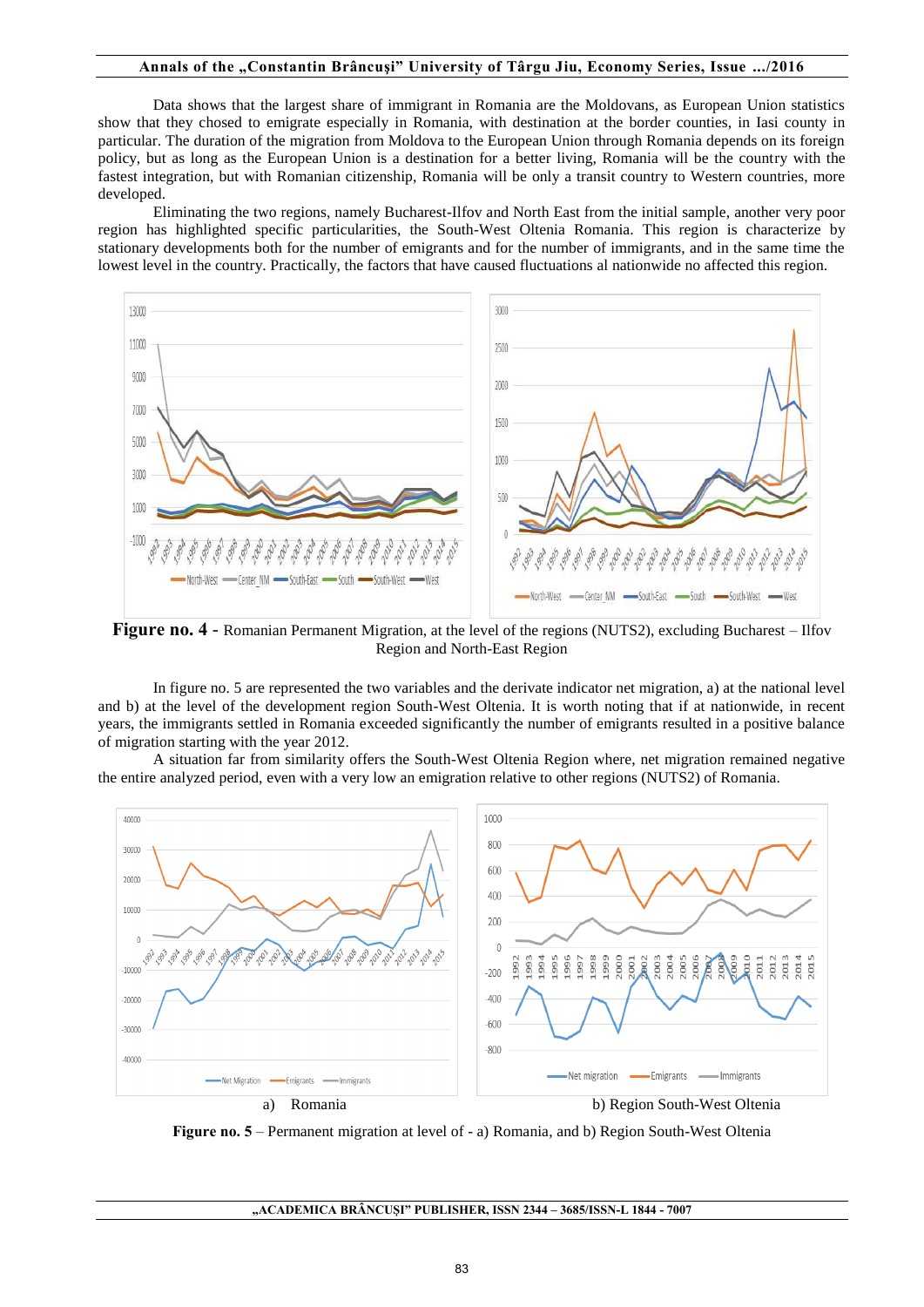Data shows that the largest share of immigrant in Romania are the Moldovans, as European Union statistics show that they chosed to emigrate especially in Romania, with destination at the border counties, in Iasi county in particular. The duration of the migration from Moldova to the European Union through Romania depends on its foreign policy, but as long as the European Union is a destination for a better living, Romania will be the country with the fastest integration, but with Romanian citizenship, Romania will be only a transit country to Western countries, more developed.

Eliminating the two regions, namely Bucharest-Ilfov and North East from the initial sample, another very poor region has highlighted specific particularities, the South-West Oltenia Romania. This region is characterize by stationary developments both for the number of emigrants and for the number of immigrants, and in the same time the lowest level in the country. Practically, the factors that have caused fluctuations al nationwide no affected this region.

**Figure no. 4** - Romanian Permanent Migration, at the level of the regions (NUTS2), excluding Bucharest – Ilfov Region and North-East Region

In figure no. 5 are represented the two variables and the derivate indicator net migration, a) at the national level and b) at the level of the development region South-West Oltenia. It is worth noting that if at nationwide, in recent years, the immigrants settled in Romania exceeded significantly the number of emigrants resulted in a positive balance of migration starting with the year 2012.

A situation far from similarity offers the South-West Oltenia Region where, net migration remained negative the entire analyzed period, even with a very low an emigration relative to other regions (NUTS2) of Romania.

a) Romania

b) Region South-West Oltenia

**Figure no. 5** – Permanent migration at level of - a) Romania, and b) Region South-West Oltenia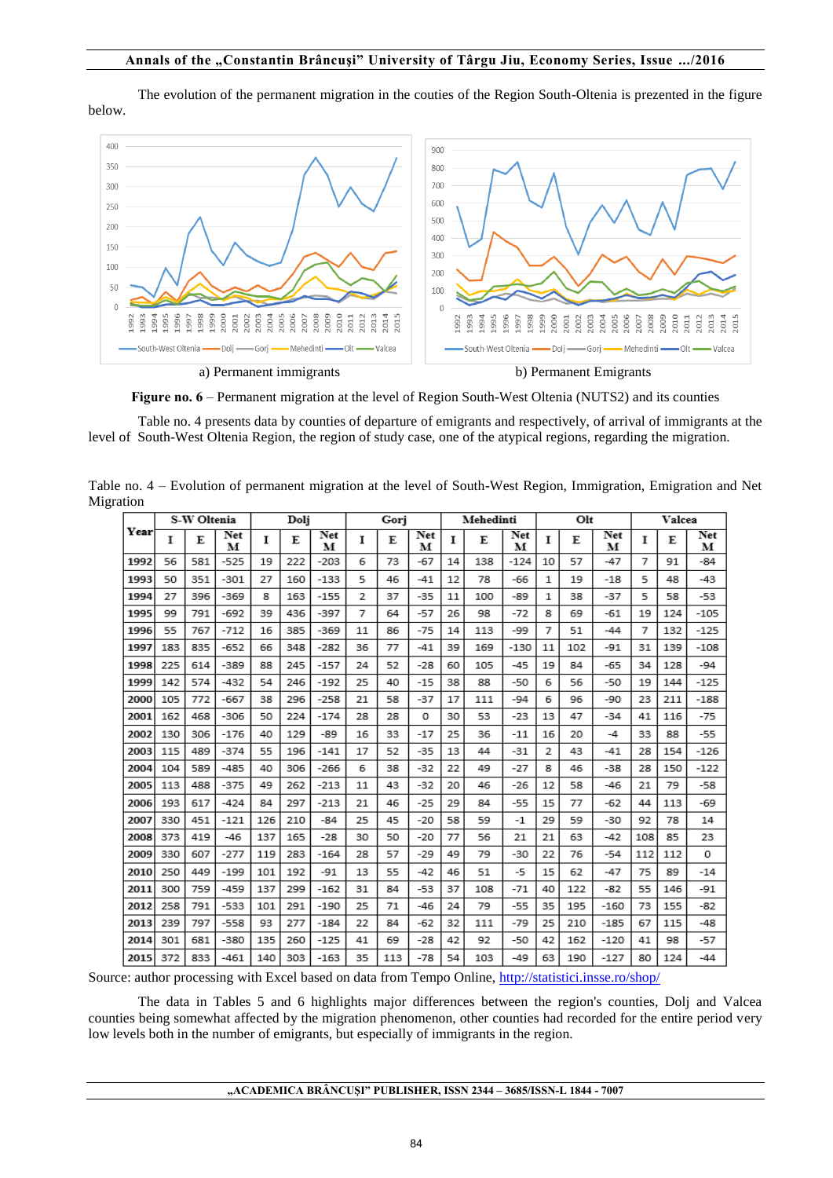The evolution of the permanent migration in the couties of the Region South-Oltenia is prezented in the figure below.

a) Permanent immigrants

b) Permanent Emigrants

**Figure no. 6** – Permanent migration at the level of Region South-West Oltenia (NUTS2) and its counties

Table no. 4 presents data by counties of departure of emigrants and respectively, of arrival of immigrants at the level of South-West Oltenia Region, the region of study case, one of the atypical regions, regarding the migration.

Table no. 4 – Evolution of permanent migration at the level of South-West Region, Immigration, Emigration and Net Migration

| Year | S-W Oltenia | | | Dolj | | | Gorj | | | Mehedinti | | | Olt | | | Valcea | | |
|---|---|---|---|---|---|---|---|---|---|---|---|---|---|---|---|---|---|---|
| | I | E | Net M | I | E | Net M | I | E | Net M | I | E | Net M | I | E | Net M | I | E | Net M |
| 1992 | 56 | 581 | -525 | 19 | 222 | -203 | 6 | 73 | -67 | 14 | 138 | -124 | 10 | 57 | -47 | 7 | 91 | -84 |
| 1993 | 50 | 351 | -301 | 27 | 160 | -133 | 5 | 46 | -41 | 12 | 78 | -66 | 1 | 19 | -18 | 5 | 48 | -43 |
| 1994 | 27 | 396 | -369 | 8 | 163 | -155 | 2 | 37 | -35 | 11 | 100 | -89 | 1 | 38 | -37 | 5 | 58 | -53 |
| 1995 | 99 | 791 | -692 | 39 | 436 | -397 | 7 | 64 | -57 | 26 | 98 | -72 | 8 | 69 | -61 | 19 | 124 | -105 |
| 1996 | 55 | 767 | -712 | 16 | 385 | -369 | 11 | 86 | -75 | 14 | 113 | -99 | 7 | 51 | -44 | 7 | 132 | -125 |
| 1997 | 183 | 835 | -652 | 66 | 348 | -282 | 36 | 77 | -41 | 39 | 169 | -130 | 11 | 102 | -91 | 31 | 139 | -108 |
| 1998 | 225 | 614 | -389 | 88 | 245 | -157 | 24 | 52 | -28 | 60 | 105 | -45 | 19 | 84 | -65 | 34 | 128 | -94 |
| 1999 | 142 | 574 | -432 | 54 | 246 | -192 | 25 | 40 | -15 | 38 | 88 | -50 | 6 | 56 | -50 | 19 | 144 | -125 |
| 2000 | 105 | 772 | -667 | 38 | 296 | -258 | 21 | 58 | -37 | 17 | 111 | -94 | 6 | 96 | -90 | 23 | 211 | -188 |
| 2001 | 162 | 468 | -306 | 50 | 224 | -174 | 28 | 28 | 0 | 30 | 53 | -23 | 13 | 47 | -34 | 41 | 116 | -75 |
| 2002 | 130 | 306 | -176 | 40 | 129 | -89 | 16 | 33 | -17 | 25 | 36 | -11 | 16 | 20 | -4 | 33 | 88 | -55 |
| 2003 | 115 | 489 | -374 | 55 | 196 | -141 | 17 | 52 | -35 | 13 | 44 | -31 | 2 | 43 | -41 | 28 | 154 | -126 |
| 2004 | 104 | 589 | -485 | 40 | 306 | -266 | 6 | 38 | -32 | 22 | 49 | -27 | 8 | 46 | -38 | 28 | 150 | -122 |
| 2005 | 113 | 488 | -375 | 49 | 262 | -213 | 11 | 43 | -32 | 20 | 46 | -26 | 12 | 58 | -46 | 21 | 79 | -58 |
| 2006 | 193 | 617 | -424 | 84 | 297 | -213 | 21 | 46 | -25 | 29 | 84 | -55 | 15 | 77 | -62 | 44 | 113 | -69 |
| 2007 | 330 | 451 | -121 | 126 | 210 | -84 | 25 | 45 | -20 | 58 | 59 | -1 | 29 | 59 | -30 | 92 | 78 | 14 |
| 2008 | 373 | 419 | -46 | 137 | 165 | -28 | 30 | 50 | -20 | 77 | 56 | 21 | 21 | 63 | -42 | 108 | 85 | 23 |
| 2009 | 330 | 607 | -277 | 119 | 283 | -164 | 28 | 57 | -29 | 49 | 79 | -30 | 22 | 76 | -54 | 112 | 112 | 0 |
| 2010 | 250 | 449 | -199 | 101 | 192 | -91 | 13 | 55 | -42 | 46 | 51 | -5 | 15 | 62 | -47 | 75 | 89 | -14 |
| 2011 | 300 | 759 | -459 | 137 | 299 | -162 | 31 | 84 | -53 | 37 | 108 | -71 | 40 | 122 | -82 | 55 | 146 | -91 |
| 2012 | 258 | 791 | -533 | 101 | 291 | -190 | 25 | 71 | -46 | 24 | 79 | -55 | 35 | 195 | -160 | 73 | 155 | -82 |
| 2013 | 239 | 797 | -558 | 93 | 277 | -184 | 22 | 84 | -62 | 32 | 111 | -79 | 25 | 210 | -185 | 67 | 115 | -48 |
| 2014 | 301 | 681 | -380 | 135 | 260 | -125 | 41 | 69 | -28 | 42 | 92 | -50 | 42 | 162 | -120 | 41 | 98 | -57 |
| 2015 | 372 | 833 | -461 | 140 | 303 | -163 | 35 | 113 | -78 | 54 | 103 | -49 | 63 | 190 | -127 | 80 | 124 | -44 |

Source: author processing with Excel based on data from Tempo Online, http://statistici.insse.ro/shop/

The data in Tables 5 and 6 highlights major differences between the region's counties, Dolj and Valcea counties being somewhat affected by the migration phenomenon, other counties had recorded for the entire period very low levels both in the number of emigrants, but especially of immigrants in the region.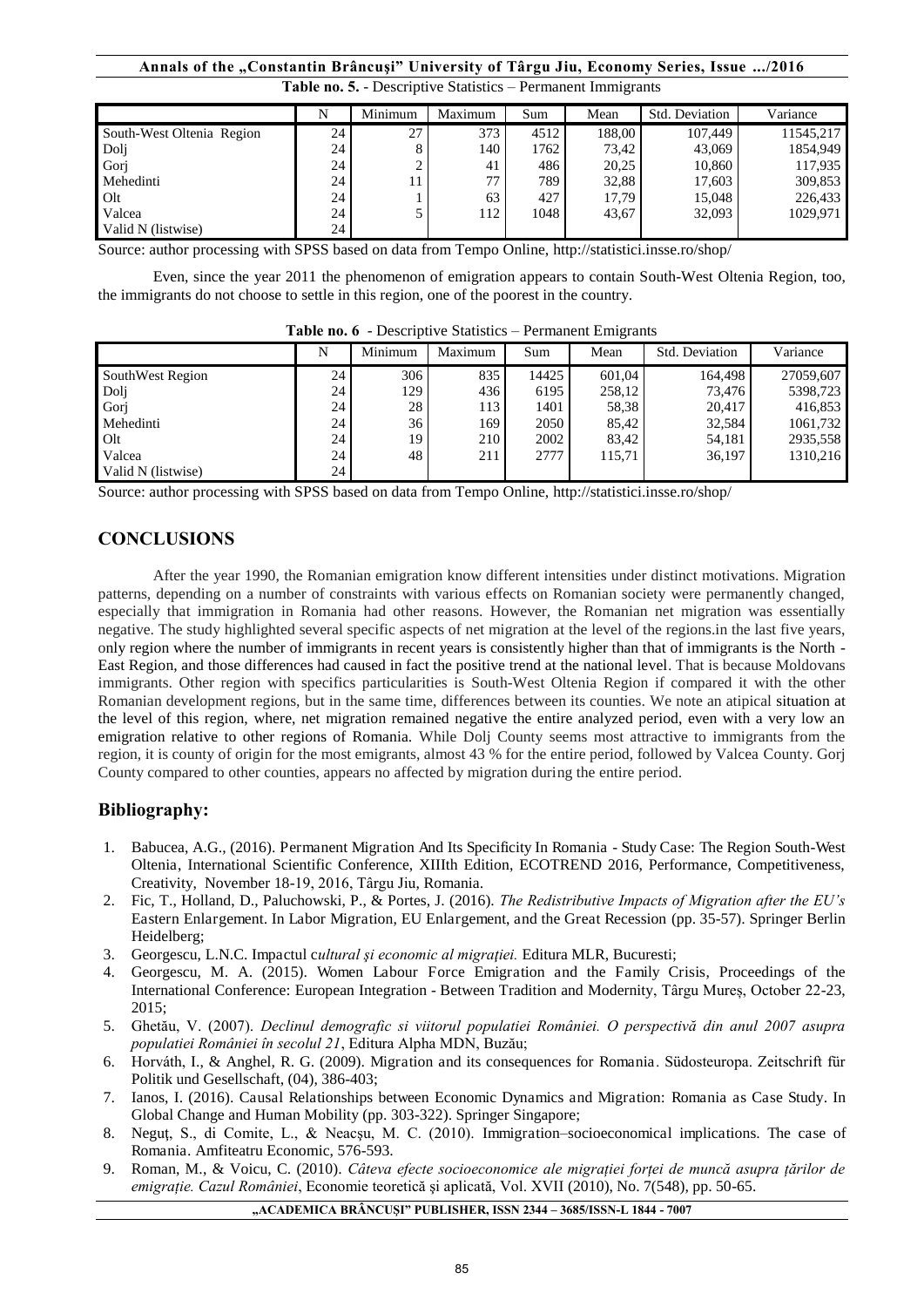**Table no. 5.** - Descriptive Statistics – Permanent Immigrants

| | N | Minimum | Maximum | Sum | Mean | Std. Deviation | Variance |
|---|---|---|---|---|---|---|---|
| South-West Oltenia Region | 24 | 27 | 373 | 4512 | 188,00 | 107,449 | 11545,217 |
| Dolj | 24 | 8 | 140 | 1762 | 73,42 | 43,069 | 1854,949 |
| Gorj | 24 | 2 | 41 | 486 | 20,25 | 10,860 | 117,935 |
| Mehedinti | 24 | 11 | 77 | 789 | 32,88 | 17,603 | 309,853 |
| Olt | 24 | 1 | 63 | 427 | 17,79 | 15,048 | 226,433 |
| Valcea | 24 | 5 | 112 | 1048 | 43,67 | 32,093 | 1029,971 |
| Valid N (listwise) | 24 | | | | | | |

Source: author processing with SPSS based on data from Tempo Online, http://statistici.insse.ro/shop/

Even, since the year 2011 the phenomenon of emigration appears to contain South-West Oltenia Region, too, the immigrants do not choose to settle in this region, one of the poorest in the country.

**Table no. 6** - Descriptive Statistics – Permanent Emigrants

| | N | Minimum | Maximum | Sum | Mean | Std. Deviation | Variance |
|---|---|---|---|---|---|---|---|
| SouthWest Region | 24 | 306 | 835 | 14425 | 601,04 | 164,498 | 27059,607 |
| Dolj | 24 | 129 | 436 | 6195 | 258,12 | 73,476 | 5398,723 |
| Gorj | 24 | 28 | 113 | 1401 | 58,38 | 20,417 | 416,853 |
| Mehedinti | 24 | 36 | 169 | 2050 | 85,42 | 32,584 | 1061,732 |
| Olt | 24 | 19 | 210 | 2002 | 83,42 | 54,181 | 2935,558 |
| Valcea | 24 | 48 | 211 | 2777 | 115,71 | 36,197 | 1310,216 |
| Valid N (listwise) | 24 | | | | | | |

Source: author processing with SPSS based on data from Tempo Online, http://statistici.insse.ro/shop/

## CONCLUSIONS

After the year 1990, the Romanian emigration know different intensities under distinct motivations. Migration patterns, depending on a number of constraints with various effects on Romanian society were permanently changed, especially that immigration in Romania had other reasons. However, the Romanian net migration was essentially negative. The study highlighted several specific aspects of net migration at the level of the regions.in the last five years, only region where the number of immigrants in recent years is consistently higher than that of immigrants is the North - East Region, and those differences had caused in fact the positive trend at the national level. That is because Moldovans immigrants. Other region with specifics particularities is South-West Oltenia Region if compared it with the other Romanian development regions, but in the same time, differences between its counties. We note an atipical situation at the level of this region, where, net migration remained negative the entire analyzed period, even with a very low an emigration relative to other regions of Romania. While Dolj County seems most attractive to immigrants from the region, it is county of origin for the most emigrants, almost 43 % for the entire period, followed by Valcea County. Gorj County compared to other counties, appears no affected by migration during the entire period.

## Bibliography:

1. Babucea, A.G., (2016). Permanent Migration And Its Specificity In Romania - Study Case: The Region South-West Oltenia, International Scientific Conference, XIIIth Edition, ECOTREND 2016, Performance, Competitiveness, Creativity, November 18-19, 2016, Târgu Jiu, Romania.
2. Fic, T., Holland, D., Paluchowski, P., & Portes, J. (2016). *The Redistributive Impacts of Migration after the EU's* Eastern Enlargement. In Labor Migration, EU Enlargement, and the Great Recession (pp. 35-57). Springer Berlin Heidelberg;
3. Georgescu, L.N.C. Impactul c*ultural şi economic al migrației.* Editura MLR, Bucuresti;
4. Georgescu, M. A. (2015). Women Labour Force Emigration and the Family Crisis, Proceedings of the International Conference: European Integration - Between Tradition and Modernity, Târgu Mureș, October 22-23, 2015;
5. Ghetău, V. (2007). *Declinul demografic si viitorul populatiei României. O perspectivă din anul 2007 asupra populatiei României în secolul 21*, Editura Alpha MDN, Buzău;
6. Horváth, I., & Anghel, R. G. (2009). Migration and its consequences for Romania. Südosteuropa. Zeitschrift für Politik und Gesellschaft, (04), 386-403;
7. Ianos, I. (2016). Causal Relationships between Economic Dynamics and Migration: Romania as Case Study. In Global Change and Human Mobility (pp. 303-322). Springer Singapore;
8. Neguț, S., di Comite, L., & Neacşu, M. C. (2010). Immigration–socioeconomical implications. The case of Romania. Amfiteatru Economic, 576-593.
9. Roman, M., & Voicu, C. (2010). *Câteva efecte socioeconomice ale migrației forței de muncă asupra țărilor de emigrație. Cazul României*, Economie teoretică și aplicată, Vol. XVII (2010), No. 7(548), pp. 50-65.